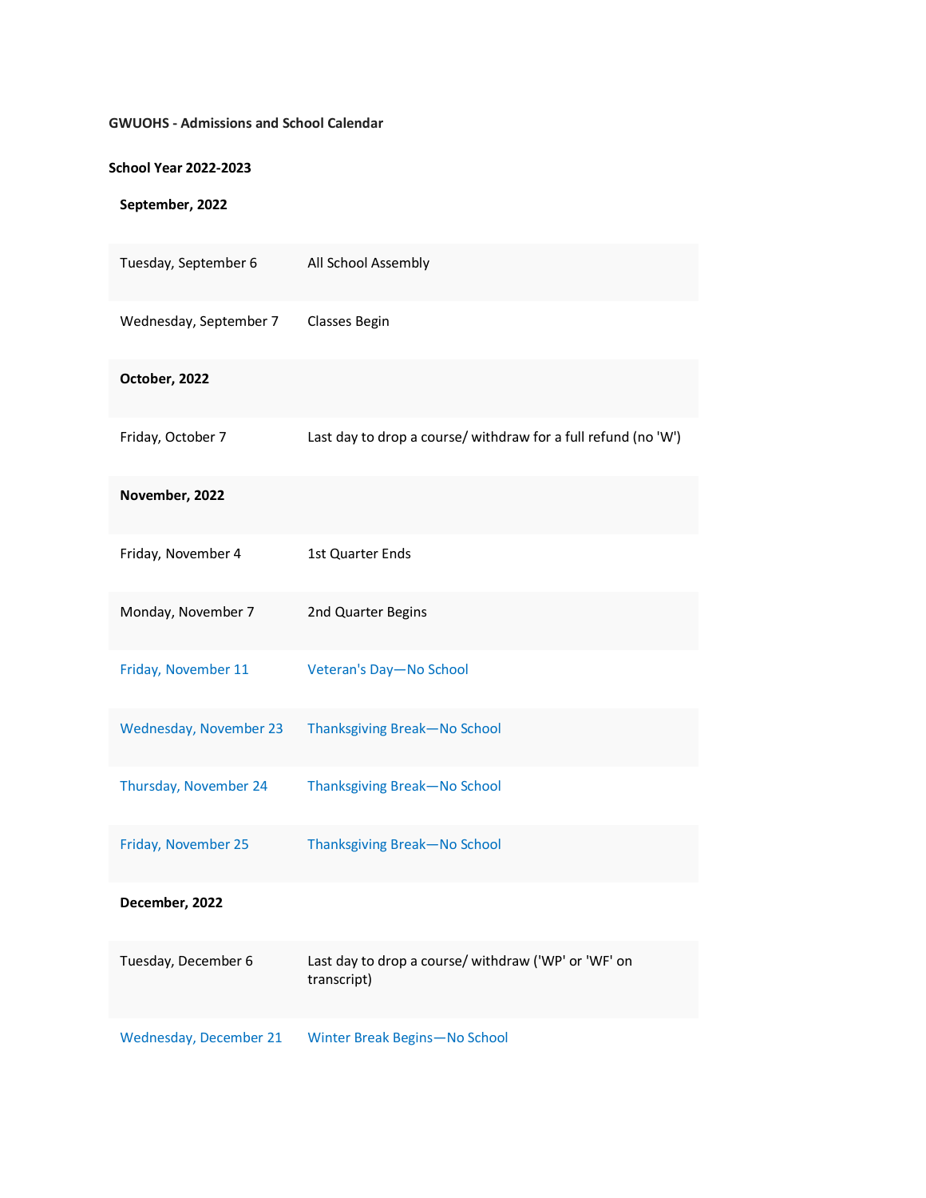**GWUOHS - Admissions and School Calendar**

**School Year 2022-2023**

| **September, 2022** | |
|---|---|
| Tuesday, September 6 | All School Assembly |
| Wednesday, September 7 | Classes Begin |
| **October, 2022** | |
| Friday, October 7 | Last day to drop a course/ withdraw for a full refund (no 'W') |
| **November, 2022** | |
| Friday, November 4 | 1st Quarter Ends |
| Monday, November 7 | 2nd Quarter Begins |
| Friday, November 11 | Veteran's Day—No School |
| Wednesday, November 23 | Thanksgiving Break—No School |
| Thursday, November 24 | Thanksgiving Break—No School |
| Friday, November 25 | Thanksgiving Break—No School |
| **December, 2022** | |
| Tuesday, December 6 | Last day to drop a course/ withdraw ('WP' or 'WF' on transcript) |
| Wednesday, December 21 | Winter Break Begins—No School |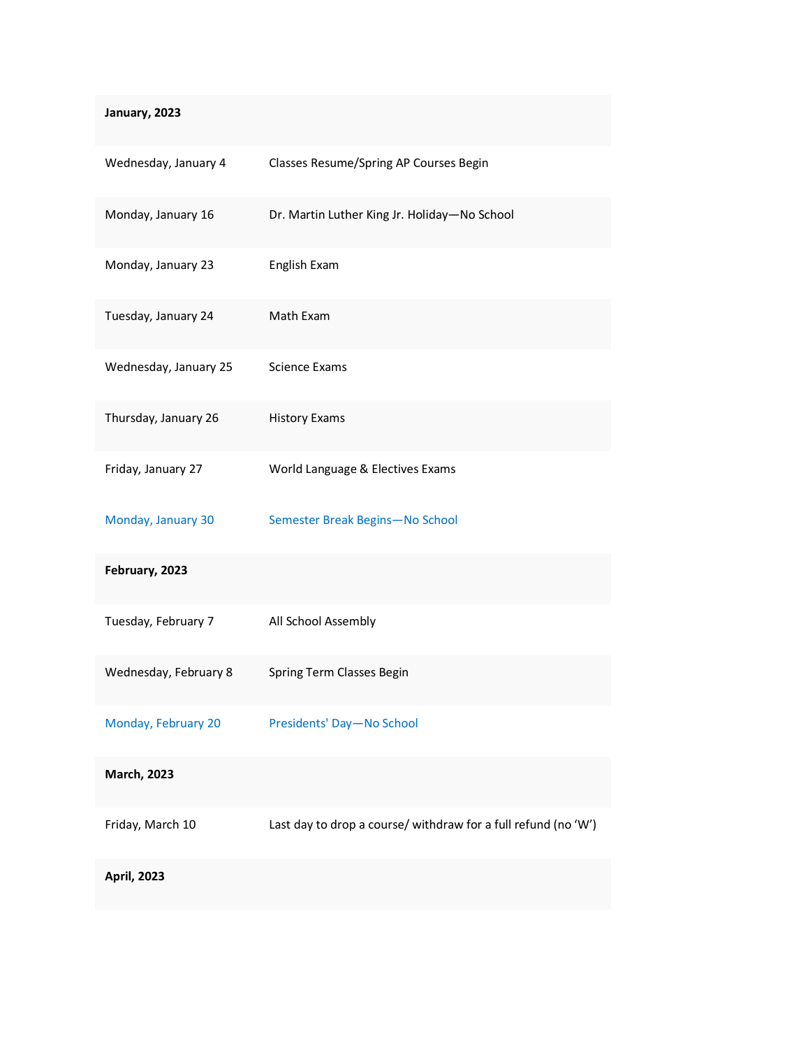| **January, 2023** | |
| --- | --- |
| Wednesday, January 4 | Classes Resume/Spring AP Courses Begin |
| Monday, January 16 | Dr. Martin Luther King Jr. Holiday—No School |
| Monday, January 23 | English Exam |
| Tuesday, January 24 | Math Exam |
| Wednesday, January 25 | Science Exams |
| Thursday, January 26 | History Exams |
| Friday, January 27 | World Language & Electives Exams |
| Monday, January 30 | Semester Break Begins—No School |
| **February, 2023** | |
| Tuesday, February 7 | All School Assembly |
| Wednesday, February 8 | Spring Term Classes Begin |
| Monday, February 20 | Presidents' Day—No School |
| **March, 2023** | |
| Friday, March 10 | Last day to drop a course/ withdraw for a full refund (no 'W') |
| **April, 2023** | |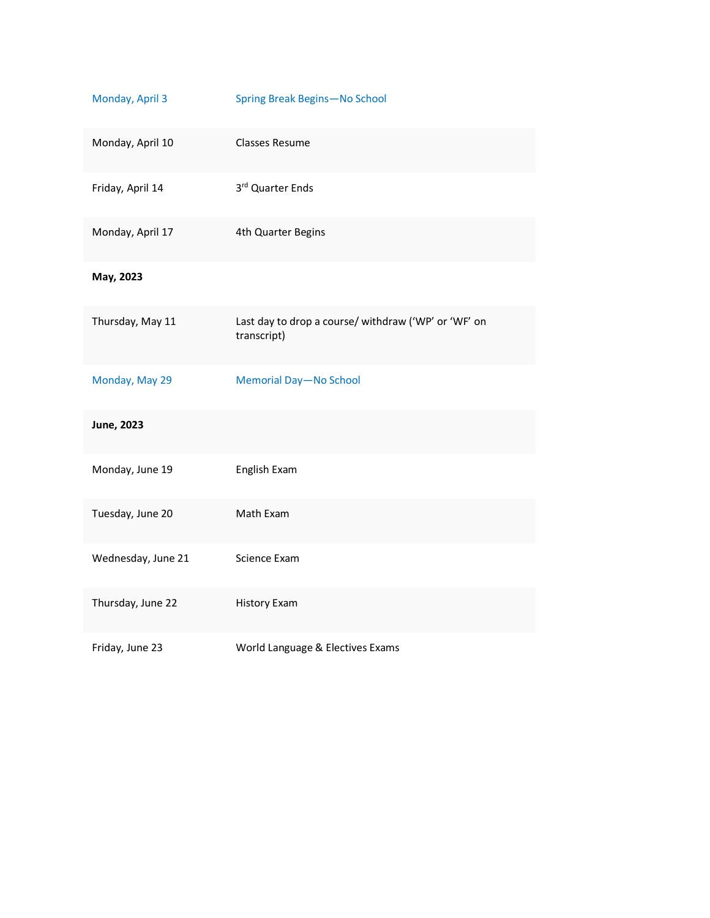| | |
|---|---|
| Monday, April 3 | Spring Break Begins—No School |
| Monday, April 10 | Classes Resume |
| Friday, April 14 | 3rd Quarter Ends |
| Monday, April 17 | 4th Quarter Begins |
| **May, 2023** | |
| Thursday, May 11 | Last day to drop a course/ withdraw ('WP' or 'WF' on transcript) |
| Monday, May 29 | Memorial Day—No School |
| **June, 2023** | |
| Monday, June 19 | English Exam |
| Tuesday, June 20 | Math Exam |
| Wednesday, June 21 | Science Exam |
| Thursday, June 22 | History Exam |
| Friday, June 23 | World Language & Electives Exams |